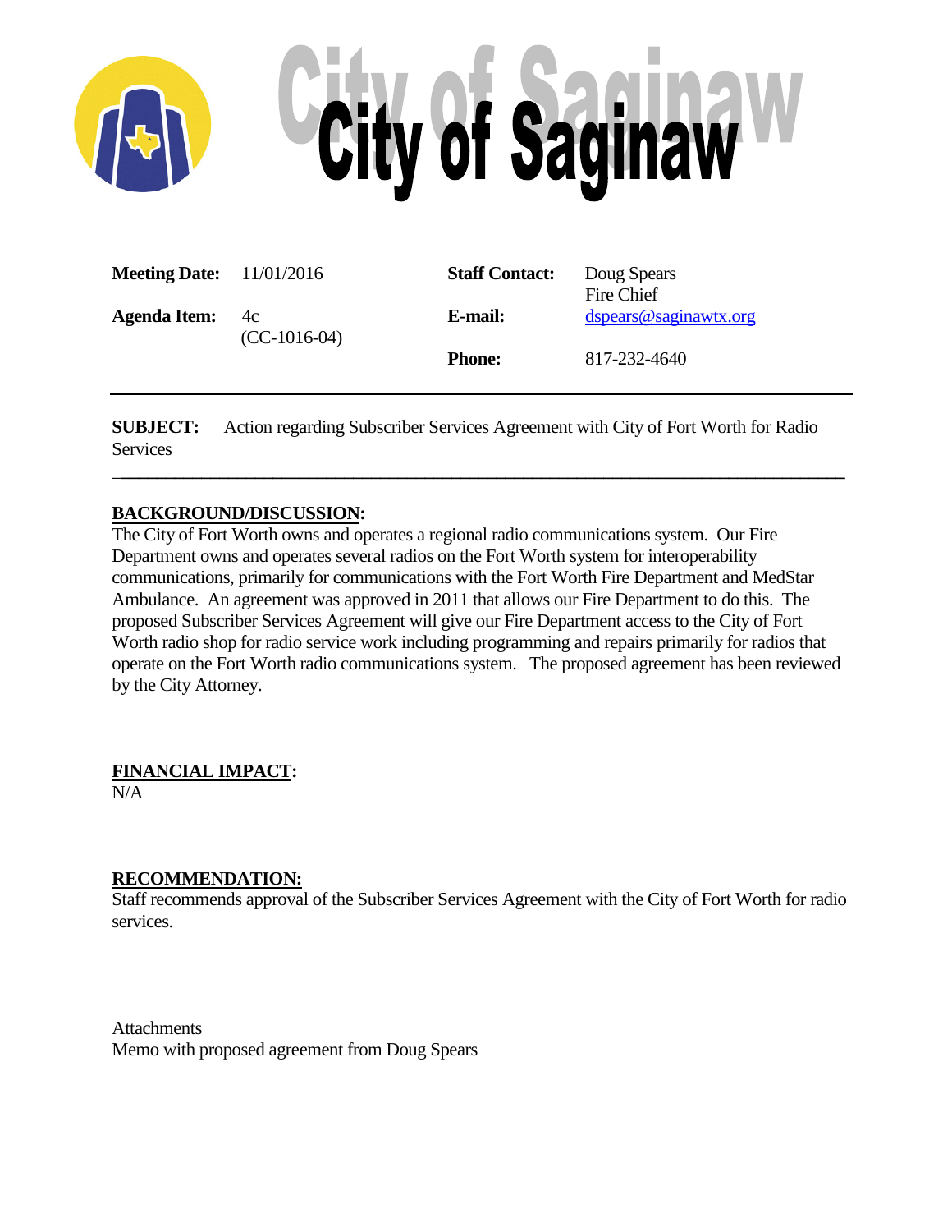# City of Saginaw

| | | | |
|---|---|---|---|
| **Meeting Date:** | 11/01/2016 | **Staff Contact:** | Doug Spears<br>Fire Chief |
| **Agenda Item:** | 4c<br>(CC-1016-04) | **E-mail:** | dspears@saginawtx.org |
| | | **Phone:** | 817-232-4640 |

**SUBJECT:** Action regarding Subscriber Services Agreement with City of Fort Worth for Radio Services

---

**BACKGROUND/DISCUSSION:**

The City of Fort Worth owns and operates a regional radio communications system. Our Fire Department owns and operates several radios on the Fort Worth system for interoperability communications, primarily for communications with the Fort Worth Fire Department and MedStar Ambulance. An agreement was approved in 2011 that allows our Fire Department to do this. The proposed Subscriber Services Agreement will give our Fire Department access to the City of Fort Worth radio shop for radio service work including programming and repairs primarily for radios that operate on the Fort Worth radio communications system. The proposed agreement has been reviewed by the City Attorney.

**FINANCIAL IMPACT:**

N/A

**RECOMMENDATION:**

Staff recommends approval of the Subscriber Services Agreement with the City of Fort Worth for radio services.

Attachments

Memo with proposed agreement from Doug Spears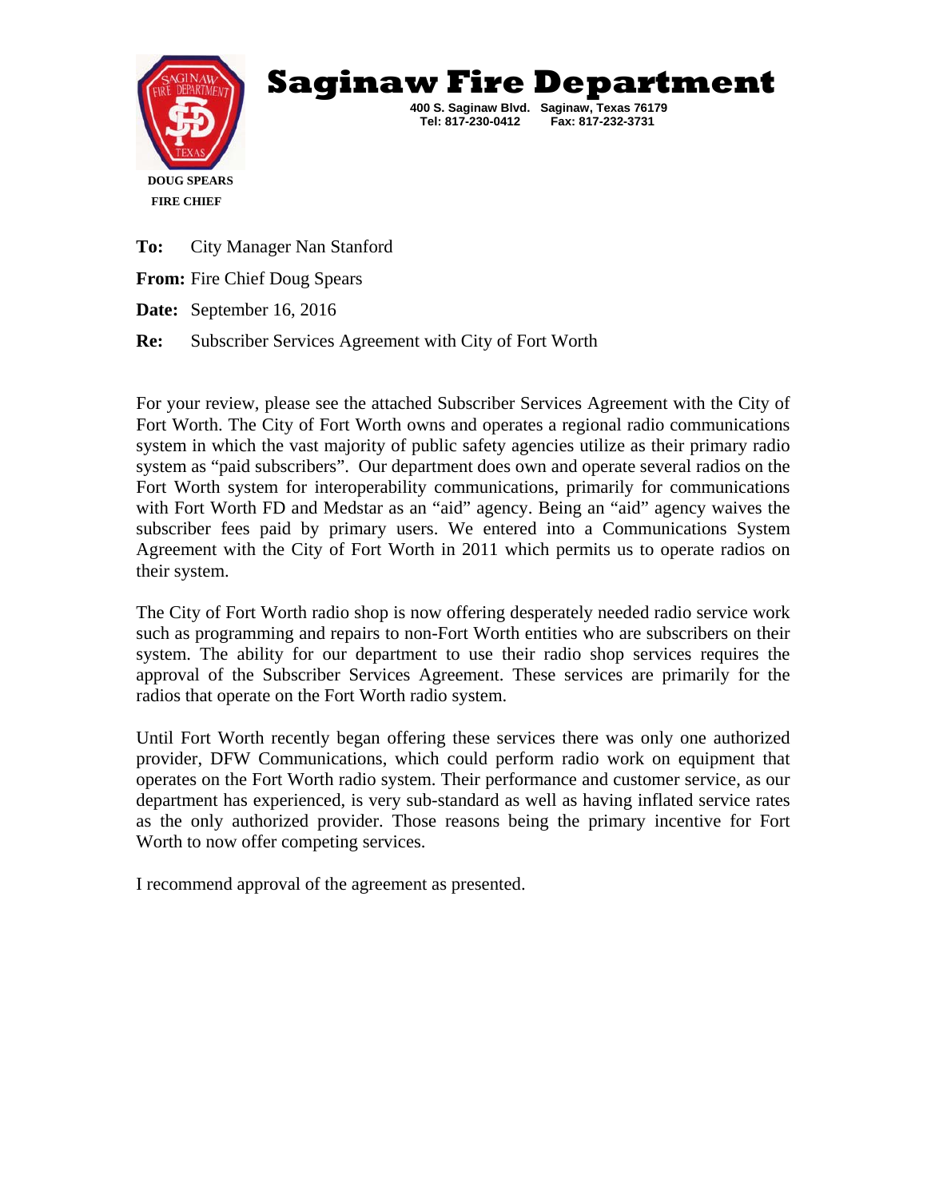# Saginaw Fire Department

400 S. Saginaw Blvd. Saginaw, Texas 76179
Tel: 817-230-0412 Fax: 817-232-3731

**DOUG SPEARS**
**FIRE CHIEF**

**To:** City Manager Nan Stanford

**From:** Fire Chief Doug Spears

**Date:** September 16, 2016

**Re:** Subscriber Services Agreement with City of Fort Worth

For your review, please see the attached Subscriber Services Agreement with the City of Fort Worth. The City of Fort Worth owns and operates a regional radio communications system in which the vast majority of public safety agencies utilize as their primary radio system as "paid subscribers". Our department does own and operate several radios on the Fort Worth system for interoperability communications, primarily for communications with Fort Worth FD and Medstar as an "aid" agency. Being an "aid" agency waives the subscriber fees paid by primary users. We entered into a Communications System Agreement with the City of Fort Worth in 2011 which permits us to operate radios on their system.

The City of Fort Worth radio shop is now offering desperately needed radio service work such as programming and repairs to non-Fort Worth entities who are subscribers on their system. The ability for our department to use their radio shop services requires the approval of the Subscriber Services Agreement. These services are primarily for the radios that operate on the Fort Worth radio system.

Until Fort Worth recently began offering these services there was only one authorized provider, DFW Communications, which could perform radio work on equipment that operates on the Fort Worth radio system. Their performance and customer service, as our department has experienced, is very sub-standard as well as having inflated service rates as the only authorized provider. Those reasons being the primary incentive for Fort Worth to now offer competing services.

I recommend approval of the agreement as presented.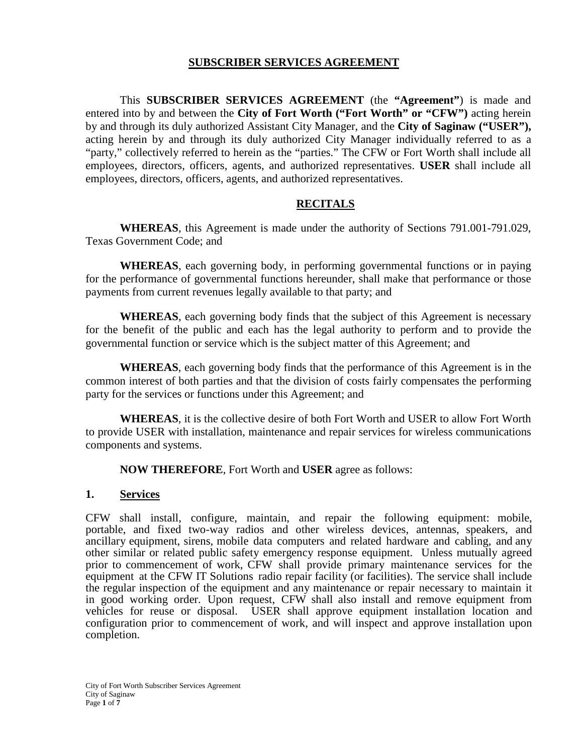# SUBSCRIBER SERVICES AGREEMENT

This **SUBSCRIBER SERVICES AGREEMENT** (the **"Agreement"**) is made and entered into by and between the **City of Fort Worth ("Fort Worth" or "CFW")** acting herein by and through its duly authorized Assistant City Manager, and the **City of Saginaw ("USER"),** acting herein by and through its duly authorized City Manager individually referred to as a "party," collectively referred to herein as the "parties." The CFW or Fort Worth shall include all employees, directors, officers, agents, and authorized representatives. **USER** shall include all employees, directors, officers, agents, and authorized representatives.

## RECITALS

**WHEREAS**, this Agreement is made under the authority of Sections 791.001-791.029, Texas Government Code; and

**WHEREAS**, each governing body, in performing governmental functions or in paying for the performance of governmental functions hereunder, shall make that performance or those payments from current revenues legally available to that party; and

**WHEREAS**, each governing body finds that the subject of this Agreement is necessary for the benefit of the public and each has the legal authority to perform and to provide the governmental function or service which is the subject matter of this Agreement; and

**WHEREAS**, each governing body finds that the performance of this Agreement is in the common interest of both parties and that the division of costs fairly compensates the performing party for the services or functions under this Agreement; and

**WHEREAS**, it is the collective desire of both Fort Worth and USER to allow Fort Worth to provide USER with installation, maintenance and repair services for wireless communications components and systems.

**NOW THEREFORE**, Fort Worth and **USER** agree as follows:

## 1. Services

CFW shall install, configure, maintain, and repair the following equipment: mobile, portable, and fixed two-way radios and other wireless devices, antennas, speakers, and ancillary equipment, sirens, mobile data computers and related hardware and cabling, and any other similar or related public safety emergency response equipment. Unless mutually agreed prior to commencement of work, CFW shall provide primary maintenance services for the equipment at the CFW IT Solutions radio repair facility (or facilities). The service shall include the regular inspection of the equipment and any maintenance or repair necessary to maintain it in good working order. Upon request, CFW shall also install and remove equipment from vehicles for reuse or disposal. USER shall approve equipment installation location and configuration prior to commencement of work, and will inspect and approve installation upon completion.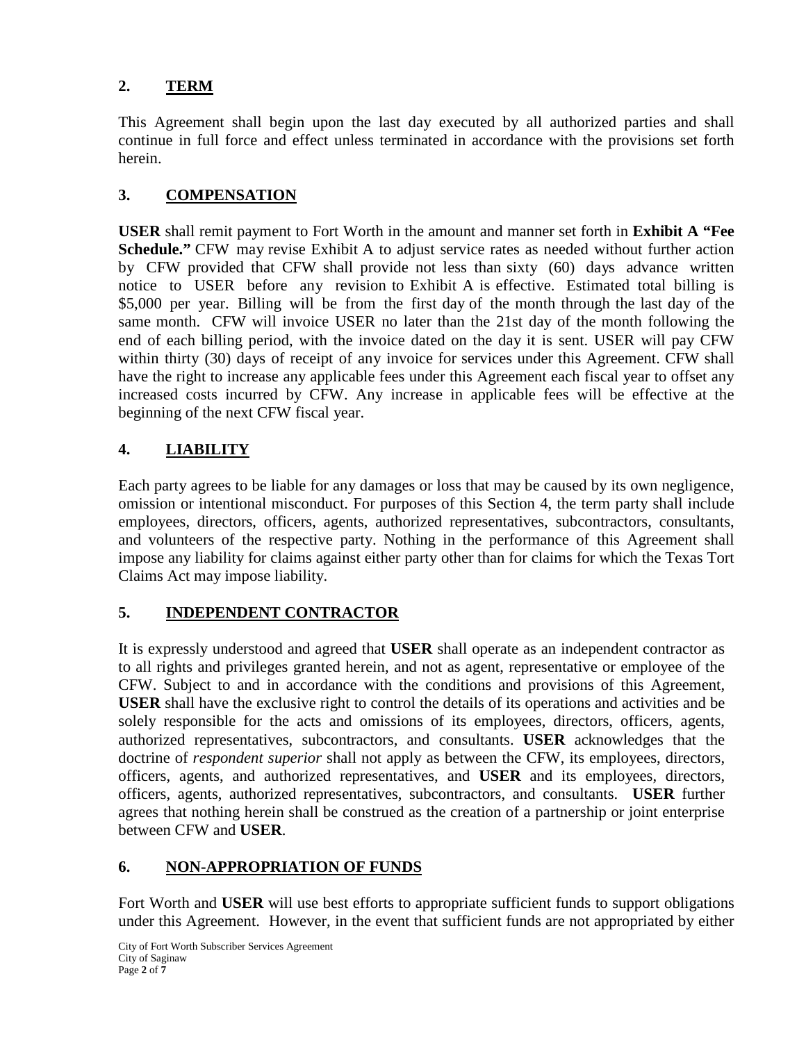## 2. TERM

This Agreement shall begin upon the last day executed by all authorized parties and shall continue in full force and effect unless terminated in accordance with the provisions set forth herein.

## 3. COMPENSATION

**USER** shall remit payment to Fort Worth in the amount and manner set forth in **Exhibit A "Fee Schedule."** CFW may revise Exhibit A to adjust service rates as needed without further action by CFW provided that CFW shall provide not less than sixty (60) days advance written notice to USER before any revision to Exhibit A is effective. Estimated total billing is $5,000 per year. Billing will be from the first day of the month through the last day of the same month. CFW will invoice USER no later than the 21st day of the month following the end of each billing period, with the invoice dated on the day it is sent. USER will pay CFW within thirty (30) days of receipt of any invoice for services under this Agreement. CFW shall have the right to increase any applicable fees under this Agreement each fiscal year to offset any increased costs incurred by CFW. Any increase in applicable fees will be effective at the beginning of the next CFW fiscal year.

## 4. LIABILITY

Each party agrees to be liable for any damages or loss that may be caused by its own negligence, omission or intentional misconduct. For purposes of this Section 4, the term party shall include employees, directors, officers, agents, authorized representatives, subcontractors, consultants, and volunteers of the respective party. Nothing in the performance of this Agreement shall impose any liability for claims against either party other than for claims for which the Texas Tort Claims Act may impose liability.

## 5. INDEPENDENT CONTRACTOR

It is expressly understood and agreed that **USER** shall operate as an independent contractor as to all rights and privileges granted herein, and not as agent, representative or employee of the CFW. Subject to and in accordance with the conditions and provisions of this Agreement, **USER** shall have the exclusive right to control the details of its operations and activities and be solely responsible for the acts and omissions of its employees, directors, officers, agents, authorized representatives, subcontractors, and consultants. **USER** acknowledges that the doctrine of *respondent superior* shall not apply as between the CFW, its employees, directors, officers, agents, and authorized representatives, and **USER** and its employees, directors, officers, agents, authorized representatives, subcontractors, and consultants. **USER** further agrees that nothing herein shall be construed as the creation of a partnership or joint enterprise between CFW and **USER**.

## 6. NON-APPROPRIATION OF FUNDS

Fort Worth and **USER** will use best efforts to appropriate sufficient funds to support obligations under this Agreement. However, in the event that sufficient funds are not appropriated by either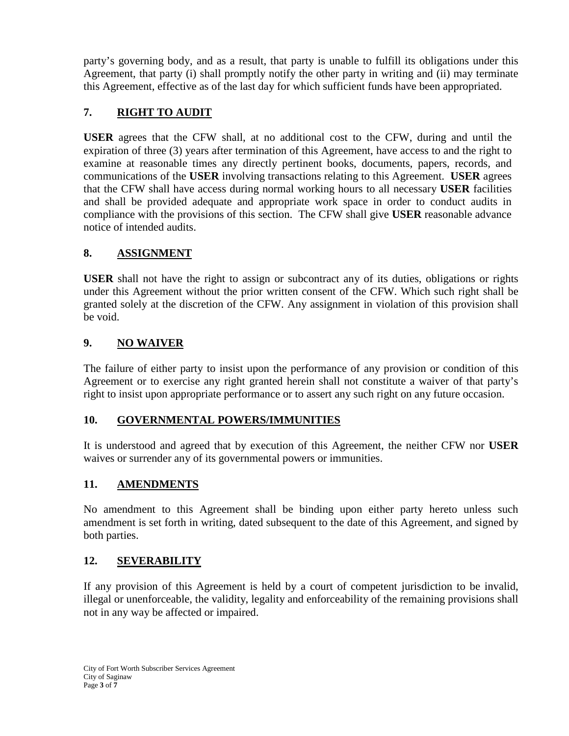party's governing body, and as a result, that party is unable to fulfill its obligations under this Agreement, that party (i) shall promptly notify the other party in writing and (ii) may terminate this Agreement, effective as of the last day for which sufficient funds have been appropriated.

## 7. RIGHT TO AUDIT

**USER** agrees that the CFW shall, at no additional cost to the CFW, during and until the expiration of three (3) years after termination of this Agreement, have access to and the right to examine at reasonable times any directly pertinent books, documents, papers, records, and communications of the **USER** involving transactions relating to this Agreement. **USER** agrees that the CFW shall have access during normal working hours to all necessary **USER** facilities and shall be provided adequate and appropriate work space in order to conduct audits in compliance with the provisions of this section. The CFW shall give **USER** reasonable advance notice of intended audits.

## 8. ASSIGNMENT

**USER** shall not have the right to assign or subcontract any of its duties, obligations or rights under this Agreement without the prior written consent of the CFW. Which such right shall be granted solely at the discretion of the CFW. Any assignment in violation of this provision shall be void.

## 9. NO WAIVER

The failure of either party to insist upon the performance of any provision or condition of this Agreement or to exercise any right granted herein shall not constitute a waiver of that party's right to insist upon appropriate performance or to assert any such right on any future occasion.

## 10. GOVERNMENTAL POWERS/IMMUNITIES

It is understood and agreed that by execution of this Agreement, the neither CFW nor **USER** waives or surrender any of its governmental powers or immunities.

## 11. AMENDMENTS

No amendment to this Agreement shall be binding upon either party hereto unless such amendment is set forth in writing, dated subsequent to the date of this Agreement, and signed by both parties.

## 12. SEVERABILITY

If any provision of this Agreement is held by a court of competent jurisdiction to be invalid, illegal or unenforceable, the validity, legality and enforceability of the remaining provisions shall not in any way be affected or impaired.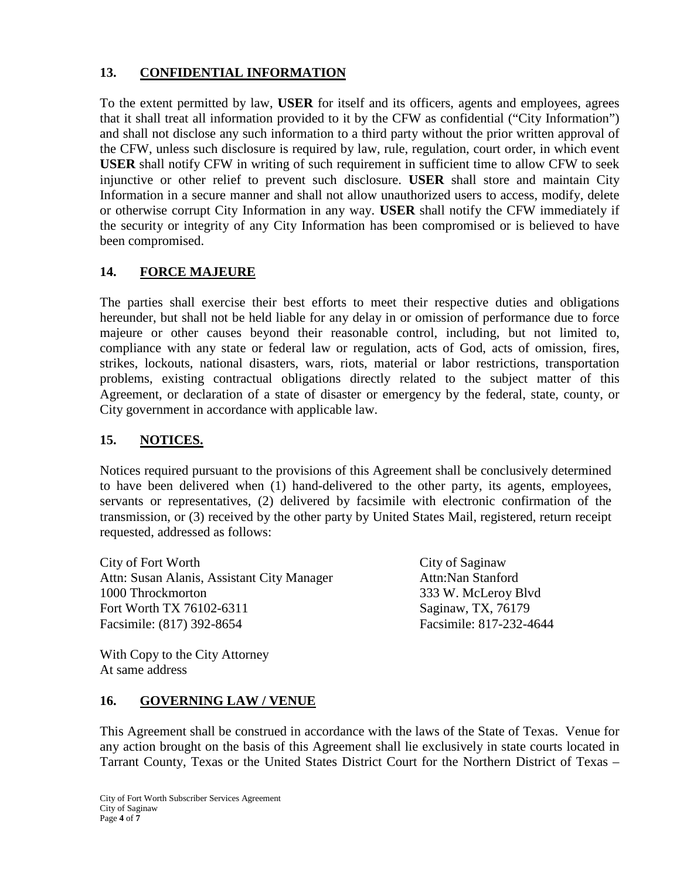## 13. CONFIDENTIAL INFORMATION

To the extent permitted by law, **USER** for itself and its officers, agents and employees, agrees that it shall treat all information provided to it by the CFW as confidential ("City Information") and shall not disclose any such information to a third party without the prior written approval of the CFW, unless such disclosure is required by law, rule, regulation, court order, in which event **USER** shall notify CFW in writing of such requirement in sufficient time to allow CFW to seek injunctive or other relief to prevent such disclosure. **USER** shall store and maintain City Information in a secure manner and shall not allow unauthorized users to access, modify, delete or otherwise corrupt City Information in any way. **USER** shall notify the CFW immediately if the security or integrity of any City Information has been compromised or is believed to have been compromised.

## 14. FORCE MAJEURE

The parties shall exercise their best efforts to meet their respective duties and obligations hereunder, but shall not be held liable for any delay in or omission of performance due to force majeure or other causes beyond their reasonable control, including, but not limited to, compliance with any state or federal law or regulation, acts of God, acts of omission, fires, strikes, lockouts, national disasters, wars, riots, material or labor restrictions, transportation problems, existing contractual obligations directly related to the subject matter of this Agreement, or declaration of a state of disaster or emergency by the federal, state, county, or City government in accordance with applicable law.

## 15. NOTICES.

Notices required pursuant to the provisions of this Agreement shall be conclusively determined to have been delivered when (1) hand-delivered to the other party, its agents, employees, servants or representatives, (2) delivered by facsimile with electronic confirmation of the transmission, or (3) received by the other party by United States Mail, registered, return receipt requested, addressed as follows:

City of Fort Worth
Attn: Susan Alanis, Assistant City Manager
1000 Throckmorton
Fort Worth TX 76102-6311
Facsimile: (817) 392-8654

With Copy to the City Attorney
At same address

City of Saginaw
Attn:Nan Stanford
333 W. McLeroy Blvd
Saginaw, TX, 76179
Facsimile: 817-232-4644

## 16. GOVERNING LAW / VENUE

This Agreement shall be construed in accordance with the laws of the State of Texas. Venue for any action brought on the basis of this Agreement shall lie exclusively in state courts located in Tarrant County, Texas or the United States District Court for the Northern District of Texas –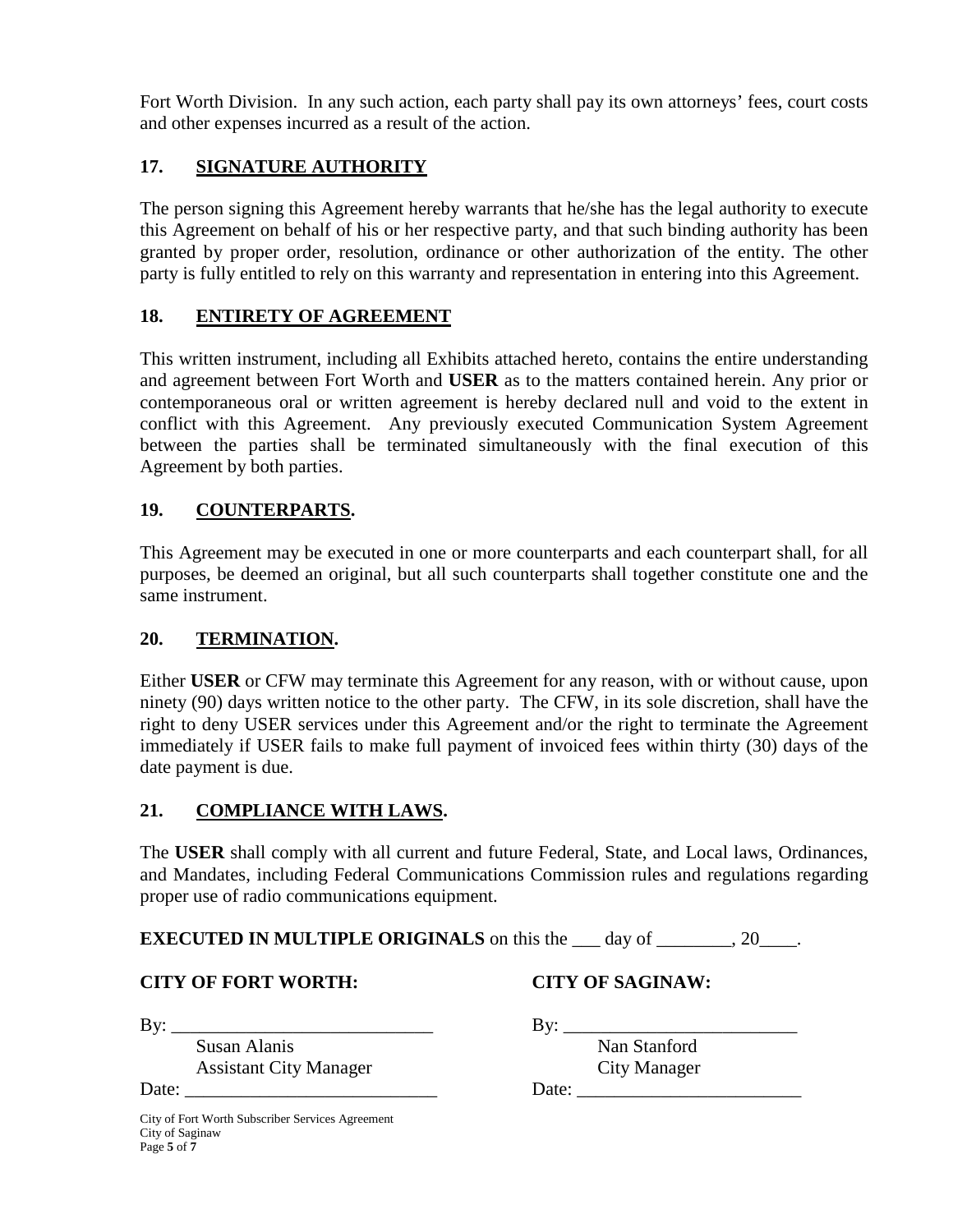Fort Worth Division. In any such action, each party shall pay its own attorneys' fees, court costs and other expenses incurred as a result of the action.

## 17. SIGNATURE AUTHORITY

The person signing this Agreement hereby warrants that he/she has the legal authority to execute this Agreement on behalf of his or her respective party, and that such binding authority has been granted by proper order, resolution, ordinance or other authorization of the entity. The other party is fully entitled to rely on this warranty and representation in entering into this Agreement.

## 18. ENTIRETY OF AGREEMENT

This written instrument, including all Exhibits attached hereto, contains the entire understanding and agreement between Fort Worth and **USER** as to the matters contained herein. Any prior or contemporaneous oral or written agreement is hereby declared null and void to the extent in conflict with this Agreement. Any previously executed Communication System Agreement between the parties shall be terminated simultaneously with the final execution of this Agreement by both parties.

## 19. COUNTERPARTS.

This Agreement may be executed in one or more counterparts and each counterpart shall, for all purposes, be deemed an original, but all such counterparts shall together constitute one and the same instrument.

## 20. TERMINATION.

Either **USER** or CFW may terminate this Agreement for any reason, with or without cause, upon ninety (90) days written notice to the other party. The CFW, in its sole discretion, shall have the right to deny USER services under this Agreement and/or the right to terminate the Agreement immediately if USER fails to make full payment of invoiced fees within thirty (30) days of the date payment is due.

## 21. COMPLIANCE WITH LAWS.

The **USER** shall comply with all current and future Federal, State, and Local laws, Ordinances, and Mandates, including Federal Communications Commission rules and regulations regarding proper use of radio communications equipment.

**EXECUTED IN MULTIPLE ORIGINALS** on this the ___ day of ________, 20____.

**CITY OF FORT WORTH:**

By: ____________________________
Susan Alanis
Assistant City Manager
Date: ___________________________

**CITY OF SAGINAW:**

By: _________________________
Nan Stanford
City Manager
Date: ________________________

City of Fort Worth Subscriber Services Agreement
City of Saginaw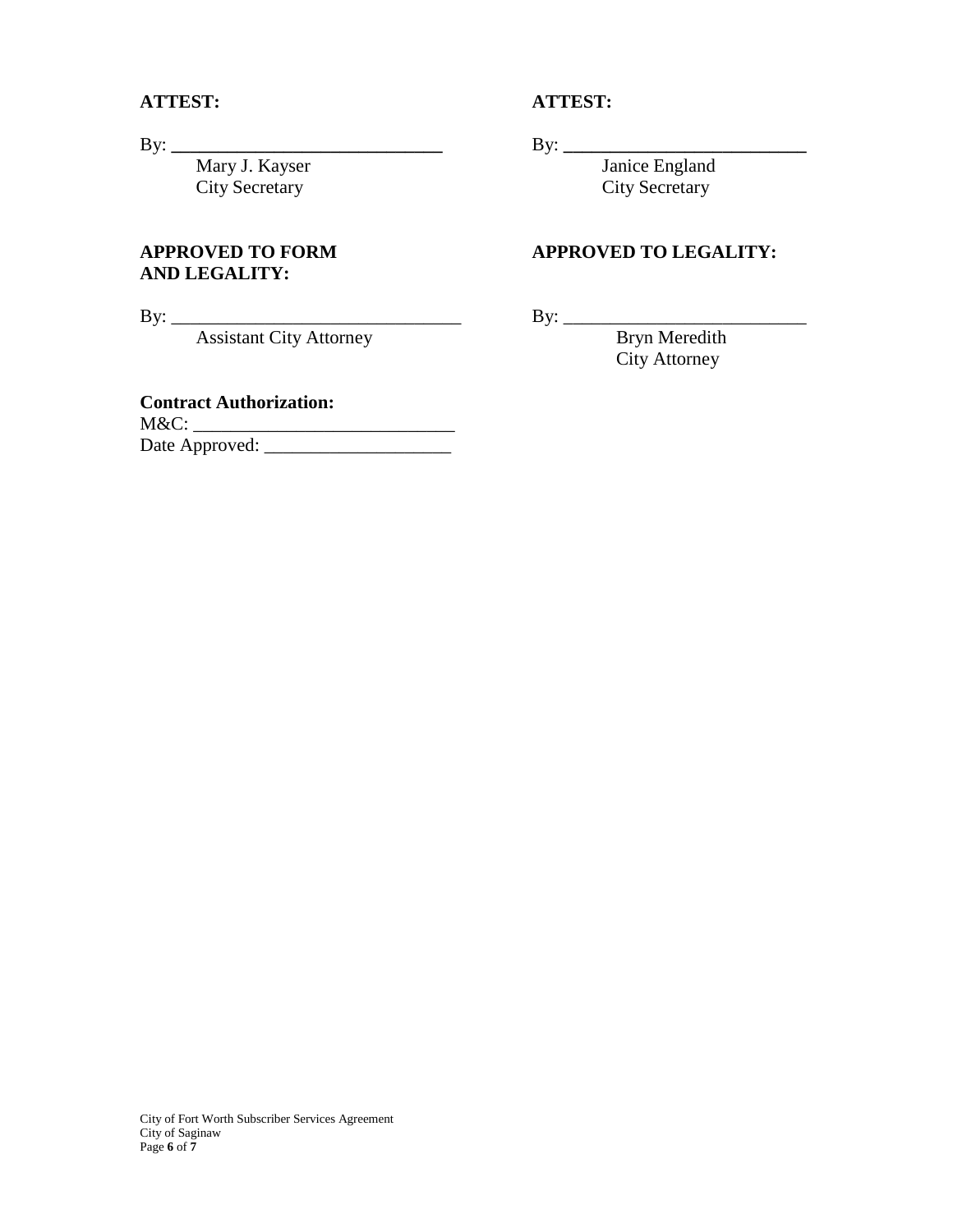**ATTEST:**

By: ______________________________
Mary J. Kayser
City Secretary

**APPROVED TO FORM AND LEGALITY:**

By: ________________________________
Assistant City Attorney

**Contract Authorization:**

M&C: ____________________________

Date Approved: ____________________

**ATTEST:**

By: ___________________________
Janice England
City Secretary

**APPROVED TO LEGALITY:**

By: ___________________________
Bryn Meredith
City Attorney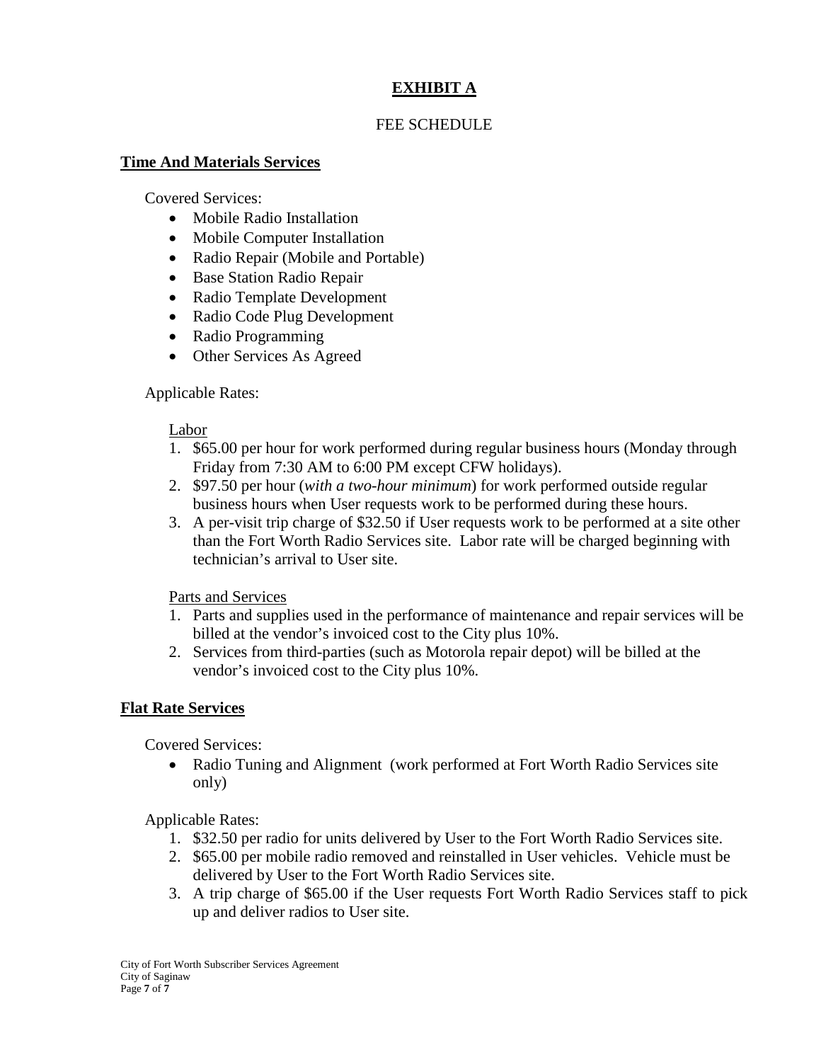# EXHIBIT A

FEE SCHEDULE

## Time And Materials Services

Covered Services:

- Mobile Radio Installation
- Mobile Computer Installation
- Radio Repair (Mobile and Portable)
- Base Station Radio Repair
- Radio Template Development
- Radio Code Plug Development
- Radio Programming
- Other Services As Agreed

Applicable Rates:

Labor

1. $65.00 per hour for work performed during regular business hours (Monday through Friday from 7:30 AM to 6:00 PM except CFW holidays).
2. $97.50 per hour (*with a two-hour minimum*) for work performed outside regular business hours when User requests work to be performed during these hours.
3. A per-visit trip charge of $32.50 if User requests work to be performed at a site other than the Fort Worth Radio Services site. Labor rate will be charged beginning with technician's arrival to User site.

Parts and Services

1. Parts and supplies used in the performance of maintenance and repair services will be billed at the vendor's invoiced cost to the City plus 10%.
2. Services from third-parties (such as Motorola repair depot) will be billed at the vendor's invoiced cost to the City plus 10%.

## Flat Rate Services

Covered Services:

- Radio Tuning and Alignment (work performed at Fort Worth Radio Services site only)

Applicable Rates:

1. $32.50 per radio for units delivered by User to the Fort Worth Radio Services site.
2. $65.00 per mobile radio removed and reinstalled in User vehicles. Vehicle must be delivered by User to the Fort Worth Radio Services site.
3. A trip charge of $65.00 if the User requests Fort Worth Radio Services staff to pick up and deliver radios to User site.